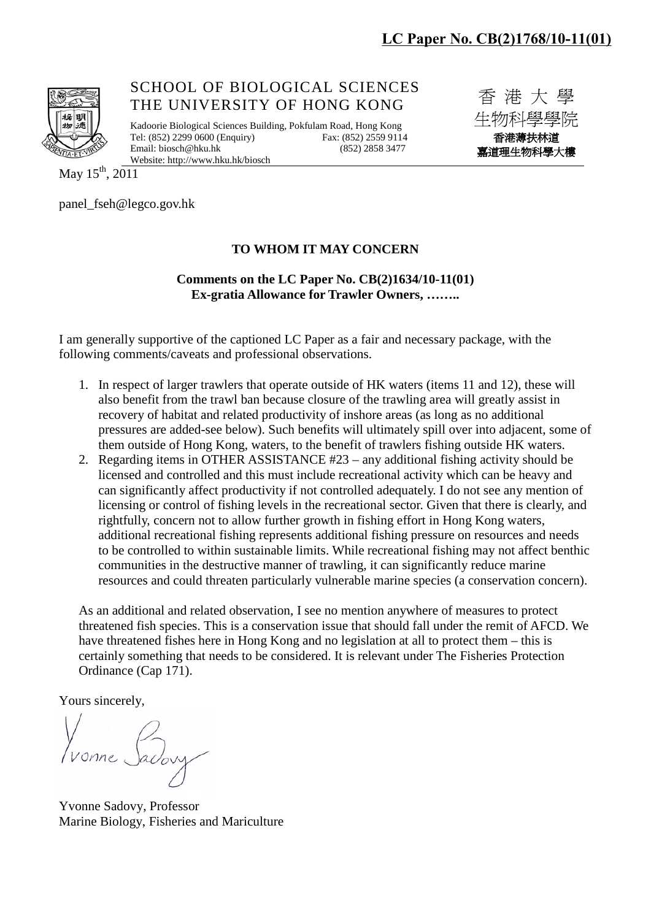**LC Paper No. CB(2)1768/10-11(01)**

SCHOOL OF BIOLOGICAL SCIENCES
THE UNIVERSITY OF HONG KONG

Kadoorie Biological Sciences Building, Pokfulam Road, Hong Kong
Tel: (852) 2299 0600 (Enquiry) Fax: (852) 2559 9114
Email: biosch@hku.hk (852) 2858 3477
Website: http://www.hku.hk/biosch

香 港 大 學
生物科學學院
香港薄扶林道
嘉道理生物科學大樓

May 15th, 2011

panel_fseh@legco.gov.hk

**TO WHOM IT MAY CONCERN**

**Comments on the LC Paper No. CB(2)1634/10-11(01)**
**Ex-gratia Allowance for Trawler Owners, ……..**

I am generally supportive of the captioned LC Paper as a fair and necessary package, with the following comments/caveats and professional observations.

1. In respect of larger trawlers that operate outside of HK waters (items 11 and 12), these will also benefit from the trawl ban because closure of the trawling area will greatly assist in recovery of habitat and related productivity of inshore areas (as long as no additional pressures are added-see below). Such benefits will ultimately spill over into adjacent, some of them outside of Hong Kong, waters, to the benefit of trawlers fishing outside HK waters.
2. Regarding items in OTHER ASSISTANCE #23 – any additional fishing activity should be licensed and controlled and this must include recreational activity which can be heavy and can significantly affect productivity if not controlled adequately. I do not see any mention of licensing or control of fishing levels in the recreational sector. Given that there is clearly, and rightfully, concern not to allow further growth in fishing effort in Hong Kong waters, additional recreational fishing represents additional fishing pressure on resources and needs to be controlled to within sustainable limits. While recreational fishing may not affect benthic communities in the destructive manner of trawling, it can significantly reduce marine resources and could threaten particularly vulnerable marine species (a conservation concern).

As an additional and related observation, I see no mention anywhere of measures to protect threatened fish species. This is a conservation issue that should fall under the remit of AFCD. We have threatened fishes here in Hong Kong and no legislation at all to protect them – this is certainly something that needs to be considered. It is relevant under The Fisheries Protection Ordinance (Cap 171).

Yours sincerely,

Yvonne Sadovy

Yvonne Sadovy, Professor
Marine Biology, Fisheries and Mariculture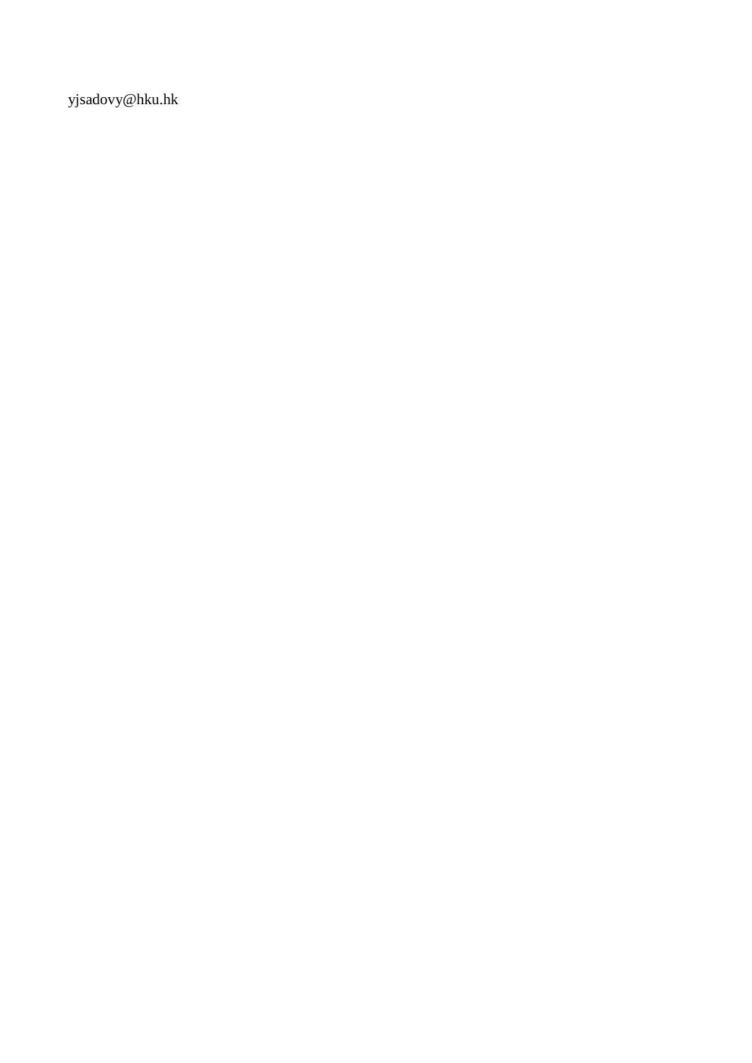yjsadovy@hku.hk